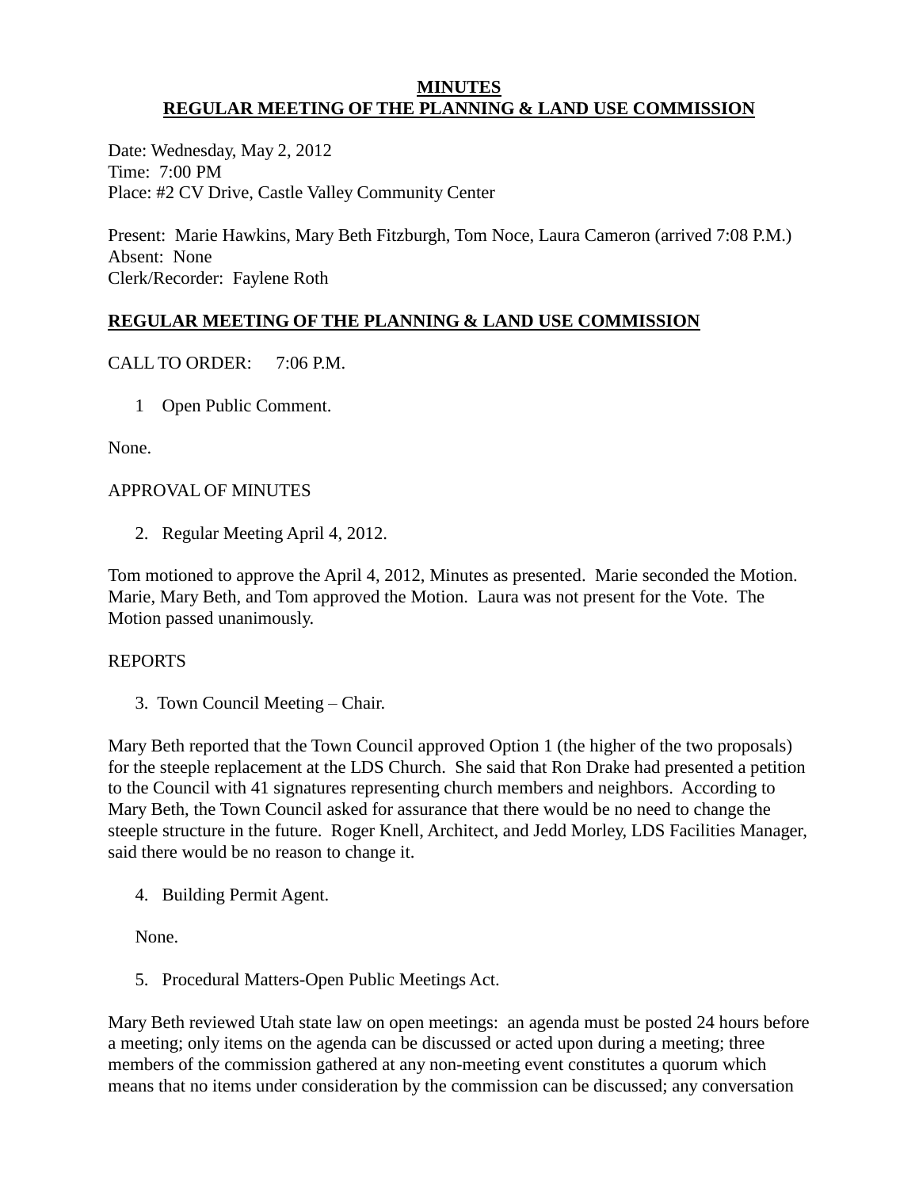**MINUTES**
**REGULAR MEETING OF THE PLANNING & LAND USE COMMISSION**

Date: Wednesday, May 2, 2012
Time: 7:00 PM
Place: #2 CV Drive, Castle Valley Community Center

Present: Marie Hawkins, Mary Beth Fitzburgh, Tom Noce, Laura Cameron (arrived 7:08 P.M.)
Absent: None
Clerk/Recorder: Faylene Roth

## REGULAR MEETING OF THE PLANNING & LAND USE COMMISSION

CALL TO ORDER: 7:06 P.M.

1 Open Public Comment.

None.

APPROVAL OF MINUTES

2. Regular Meeting April 4, 2012.

Tom motioned to approve the April 4, 2012, Minutes as presented. Marie seconded the Motion. Marie, Mary Beth, and Tom approved the Motion. Laura was not present for the Vote. The Motion passed unanimously.

REPORTS

3. Town Council Meeting – Chair.

Mary Beth reported that the Town Council approved Option 1 (the higher of the two proposals) for the steeple replacement at the LDS Church. She said that Ron Drake had presented a petition to the Council with 41 signatures representing church members and neighbors. According to Mary Beth, the Town Council asked for assurance that there would be no need to change the steeple structure in the future. Roger Knell, Architect, and Jedd Morley, LDS Facilities Manager, said there would be no reason to change it.

4. Building Permit Agent.

None.

5. Procedural Matters-Open Public Meetings Act.

Mary Beth reviewed Utah state law on open meetings: an agenda must be posted 24 hours before a meeting; only items on the agenda can be discussed or acted upon during a meeting; three members of the commission gathered at any non-meeting event constitutes a quorum which means that no items under consideration by the commission can be discussed; any conversation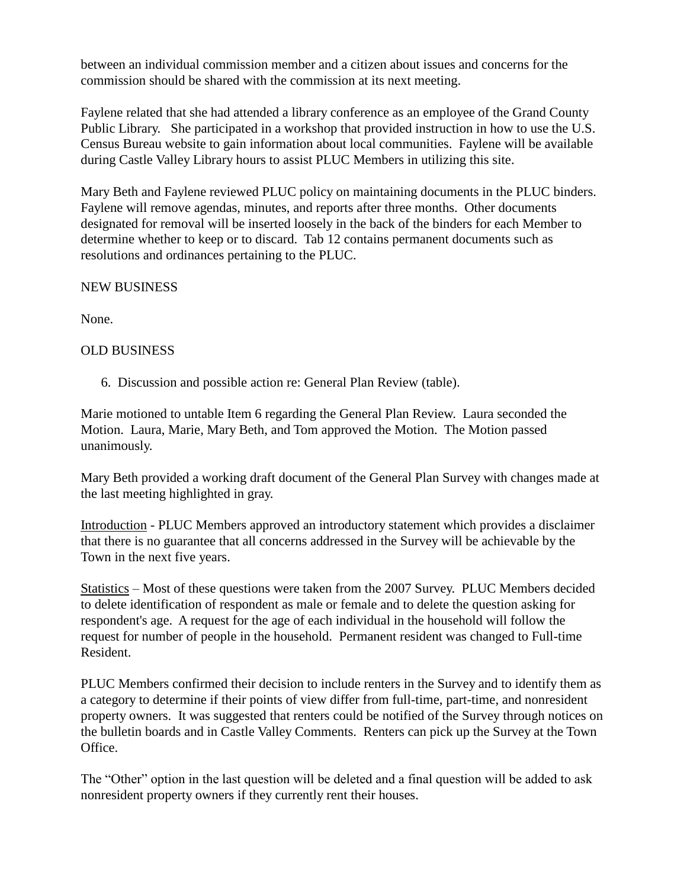between an individual commission member and a citizen about issues and concerns for the commission should be shared with the commission at its next meeting.

Faylene related that she had attended a library conference as an employee of the Grand County Public Library. She participated in a workshop that provided instruction in how to use the U.S. Census Bureau website to gain information about local communities. Faylene will be available during Castle Valley Library hours to assist PLUC Members in utilizing this site.

Mary Beth and Faylene reviewed PLUC policy on maintaining documents in the PLUC binders. Faylene will remove agendas, minutes, and reports after three months. Other documents designated for removal will be inserted loosely in the back of the binders for each Member to determine whether to keep or to discard. Tab 12 contains permanent documents such as resolutions and ordinances pertaining to the PLUC.

NEW BUSINESS

None.

OLD BUSINESS

6. Discussion and possible action re: General Plan Review (table).

Marie motioned to untable Item 6 regarding the General Plan Review. Laura seconded the Motion. Laura, Marie, Mary Beth, and Tom approved the Motion. The Motion passed unanimously.

Mary Beth provided a working draft document of the General Plan Survey with changes made at the last meeting highlighted in gray.

<u>Introduction</u> - PLUC Members approved an introductory statement which provides a disclaimer that there is no guarantee that all concerns addressed in the Survey will be achievable by the Town in the next five years.

<u>Statistics</u> – Most of these questions were taken from the 2007 Survey. PLUC Members decided to delete identification of respondent as male or female and to delete the question asking for respondent's age. A request for the age of each individual in the household will follow the request for number of people in the household. Permanent resident was changed to Full-time Resident.

PLUC Members confirmed their decision to include renters in the Survey and to identify them as a category to determine if their points of view differ from full-time, part-time, and nonresident property owners. It was suggested that renters could be notified of the Survey through notices on the bulletin boards and in Castle Valley Comments. Renters can pick up the Survey at the Town Office.

The "Other" option in the last question will be deleted and a final question will be added to ask nonresident property owners if they currently rent their houses.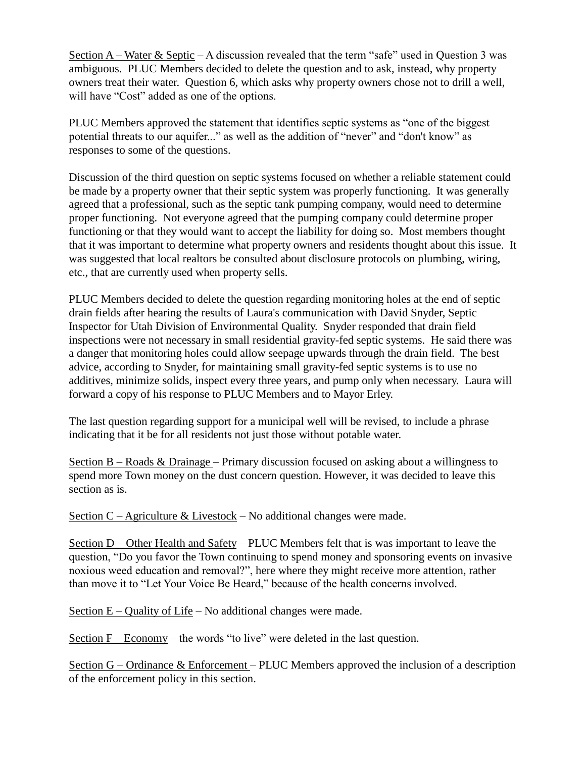Section A – Water & Septic – A discussion revealed that the term "safe" used in Question 3 was ambiguous. PLUC Members decided to delete the question and to ask, instead, why property owners treat their water. Question 6, which asks why property owners chose not to drill a well, will have "Cost" added as one of the options.

PLUC Members approved the statement that identifies septic systems as "one of the biggest potential threats to our aquifer..." as well as the addition of "never" and "don't know" as responses to some of the questions.

Discussion of the third question on septic systems focused on whether a reliable statement could be made by a property owner that their septic system was properly functioning. It was generally agreed that a professional, such as the septic tank pumping company, would need to determine proper functioning. Not everyone agreed that the pumping company could determine proper functioning or that they would want to accept the liability for doing so. Most members thought that it was important to determine what property owners and residents thought about this issue. It was suggested that local realtors be consulted about disclosure protocols on plumbing, wiring, etc., that are currently used when property sells.

PLUC Members decided to delete the question regarding monitoring holes at the end of septic drain fields after hearing the results of Laura's communication with David Snyder, Septic Inspector for Utah Division of Environmental Quality. Snyder responded that drain field inspections were not necessary in small residential gravity-fed septic systems. He said there was a danger that monitoring holes could allow seepage upwards through the drain field. The best advice, according to Snyder, for maintaining small gravity-fed septic systems is to use no additives, minimize solids, inspect every three years, and pump only when necessary. Laura will forward a copy of his response to PLUC Members and to Mayor Erley.

The last question regarding support for a municipal well will be revised, to include a phrase indicating that it be for all residents not just those without potable water.

Section B – Roads & Drainage – Primary discussion focused on asking about a willingness to spend more Town money on the dust concern question. However, it was decided to leave this section as is.

Section C – Agriculture & Livestock – No additional changes were made.

Section D – Other Health and Safety – PLUC Members felt that is was important to leave the question, "Do you favor the Town continuing to spend money and sponsoring events on invasive noxious weed education and removal?", here where they might receive more attention, rather than move it to "Let Your Voice Be Heard," because of the health concerns involved.

Section E – Quality of Life – No additional changes were made.

Section F – Economy – the words "to live" were deleted in the last question.

Section G – Ordinance & Enforcement – PLUC Members approved the inclusion of a description of the enforcement policy in this section.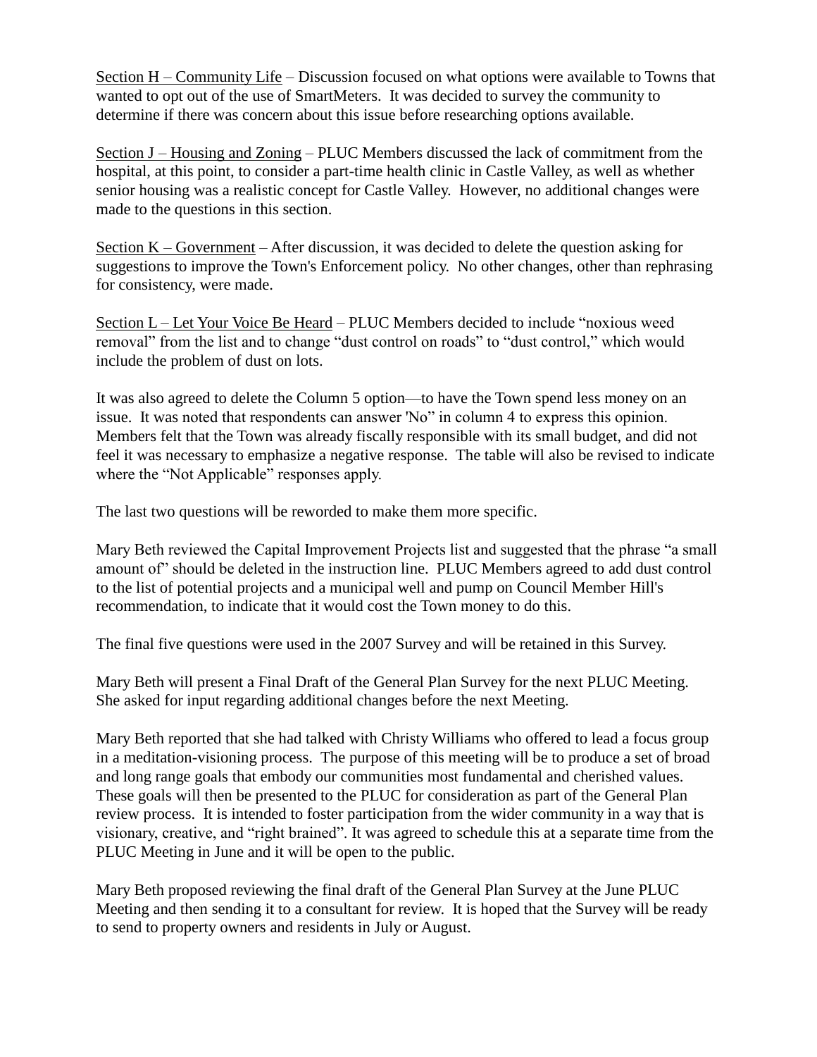Section H – Community Life – Discussion focused on what options were available to Towns that wanted to opt out of the use of SmartMeters. It was decided to survey the community to determine if there was concern about this issue before researching options available.

Section J – Housing and Zoning – PLUC Members discussed the lack of commitment from the hospital, at this point, to consider a part-time health clinic in Castle Valley, as well as whether senior housing was a realistic concept for Castle Valley. However, no additional changes were made to the questions in this section.

Section K – Government – After discussion, it was decided to delete the question asking for suggestions to improve the Town's Enforcement policy. No other changes, other than rephrasing for consistency, were made.

Section L – Let Your Voice Be Heard – PLUC Members decided to include "noxious weed removal" from the list and to change "dust control on roads" to "dust control," which would include the problem of dust on lots.

It was also agreed to delete the Column 5 option—to have the Town spend less money on an issue. It was noted that respondents can answer 'No" in column 4 to express this opinion. Members felt that the Town was already fiscally responsible with its small budget, and did not feel it was necessary to emphasize a negative response. The table will also be revised to indicate where the "Not Applicable" responses apply.

The last two questions will be reworded to make them more specific.

Mary Beth reviewed the Capital Improvement Projects list and suggested that the phrase "a small amount of" should be deleted in the instruction line. PLUC Members agreed to add dust control to the list of potential projects and a municipal well and pump on Council Member Hill's recommendation, to indicate that it would cost the Town money to do this.

The final five questions were used in the 2007 Survey and will be retained in this Survey.

Mary Beth will present a Final Draft of the General Plan Survey for the next PLUC Meeting. She asked for input regarding additional changes before the next Meeting.

Mary Beth reported that she had talked with Christy Williams who offered to lead a focus group in a meditation-visioning process. The purpose of this meeting will be to produce a set of broad and long range goals that embody our communities most fundamental and cherished values. These goals will then be presented to the PLUC for consideration as part of the General Plan review process. It is intended to foster participation from the wider community in a way that is visionary, creative, and "right brained". It was agreed to schedule this at a separate time from the PLUC Meeting in June and it will be open to the public.

Mary Beth proposed reviewing the final draft of the General Plan Survey at the June PLUC Meeting and then sending it to a consultant for review. It is hoped that the Survey will be ready to send to property owners and residents in July or August.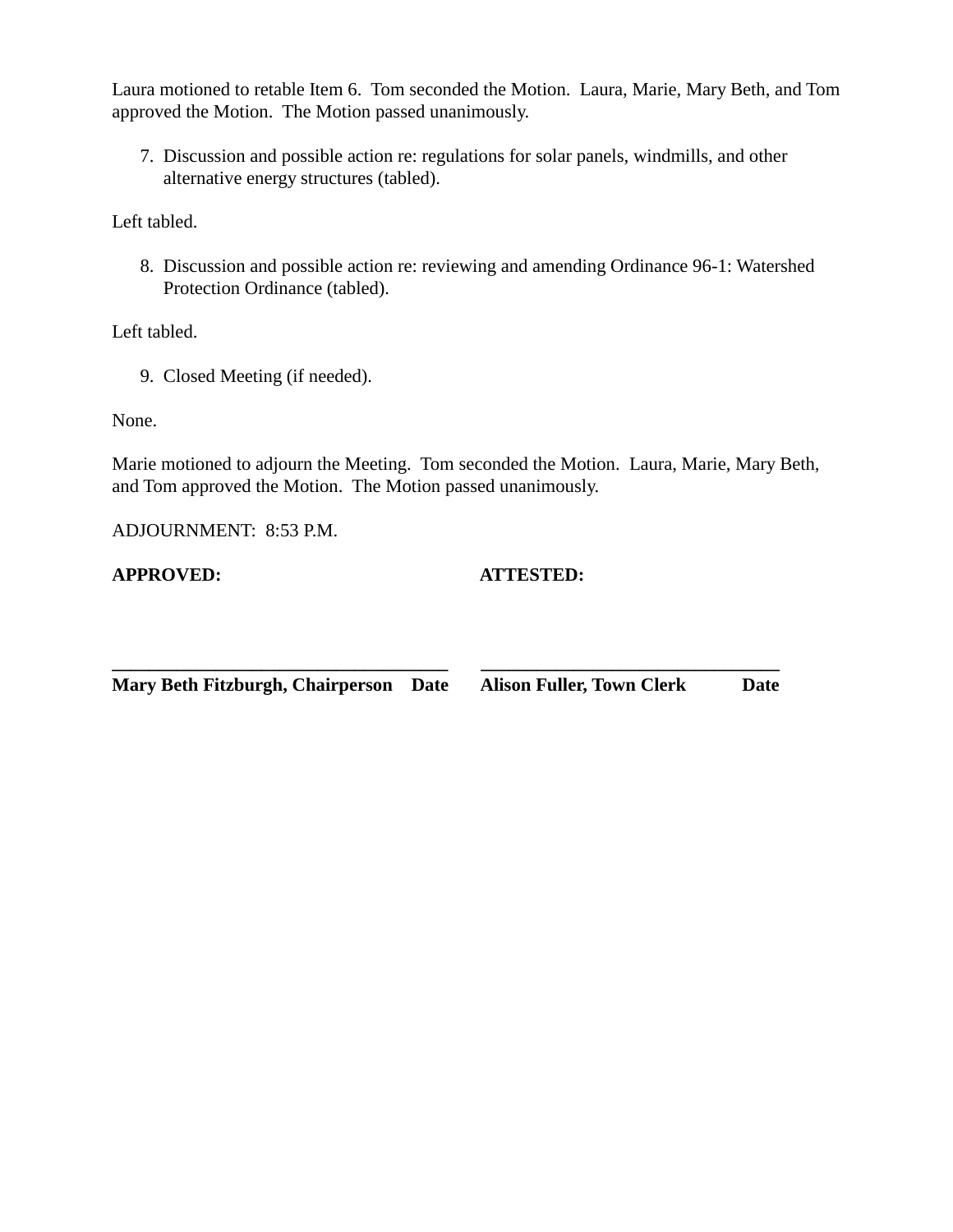Laura motioned to retable Item 6. Tom seconded the Motion. Laura, Marie, Mary Beth, and Tom approved the Motion. The Motion passed unanimously.

7. Discussion and possible action re: regulations for solar panels, windmills, and other alternative energy structures (tabled).

Left tabled.

8. Discussion and possible action re: reviewing and amending Ordinance 96-1: Watershed Protection Ordinance (tabled).

Left tabled.

9. Closed Meeting (if needed).

None.

Marie motioned to adjourn the Meeting. Tom seconded the Motion. Laura, Marie, Mary Beth, and Tom approved the Motion. The Motion passed unanimously.

ADJOURNMENT: 8:53 P.M.

| | |
|---|---|
| **APPROVED:** | **ATTESTED:** |
| ___________________________________ | ________________________________ |
| **Mary Beth Fitzburgh, Chairperson Date** | **Alison Fuller, Town Clerk Date** |